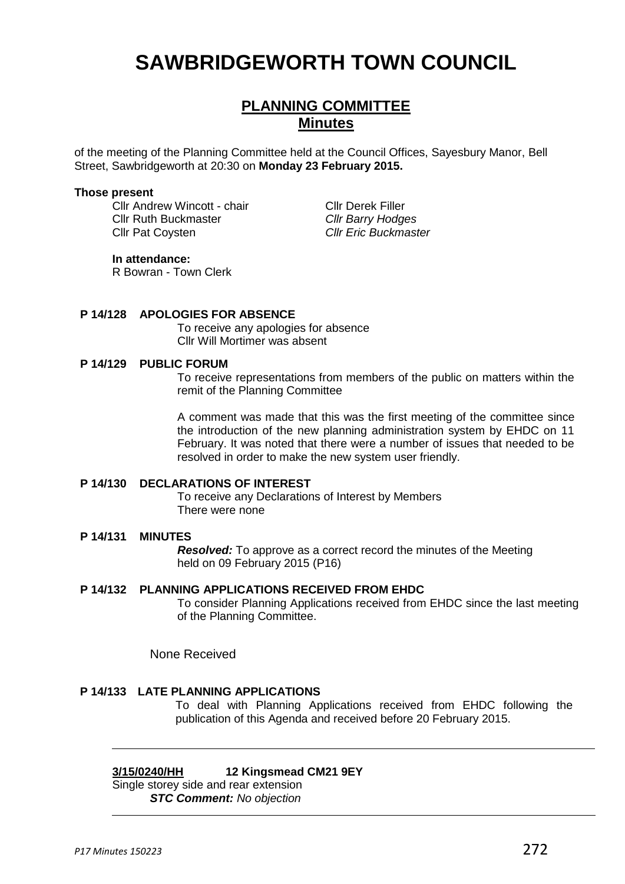# SAWBRIDGEWORTH TOWN COUNCIL

## PLANNING COMMITTEE
## Minutes

of the meeting of the Planning Committee held at the Council Offices, Sayesbury Manor, Bell Street, Sawbridgeworth at 20:30 on **Monday 23 February 2015.**

**Those present**

Cllr Andrew Wincott - chair
Cllr Ruth Buckmaster
Cllr Pat Coysten
Cllr Derek Filler
*Cllr Barry Hodges*
*Cllr Eric Buckmaster*

**In attendance:**
R Bowran - Town Clerk

**P 14/128 APOLOGIES FOR ABSENCE**

To receive any apologies for absence
Cllr Will Mortimer was absent

**P 14/129 PUBLIC FORUM**

To receive representations from members of the public on matters within the remit of the Planning Committee

A comment was made that this was the first meeting of the committee since the introduction of the new planning administration system by EHDC on 11 February. It was noted that there were a number of issues that needed to be resolved in order to make the new system user friendly.

**P 14/130 DECLARATIONS OF INTEREST**

To receive any Declarations of Interest by Members
There were none

**P 14/131 MINUTES**

***Resolved:*** To approve as a correct record the minutes of the Meeting held on 09 February 2015 (P16)

**P 14/132 PLANNING APPLICATIONS RECEIVED FROM EHDC**

To consider Planning Applications received from EHDC since the last meeting of the Planning Committee.

None Received

**P 14/133 LATE PLANNING APPLICATIONS**

To deal with Planning Applications received from EHDC following the publication of this Agenda and received before 20 February 2015.

---

**3/15/0240/HH 12 Kingsmead CM21 9EY**

Single storey side and rear extension
***STC Comment:*** *No objection*

---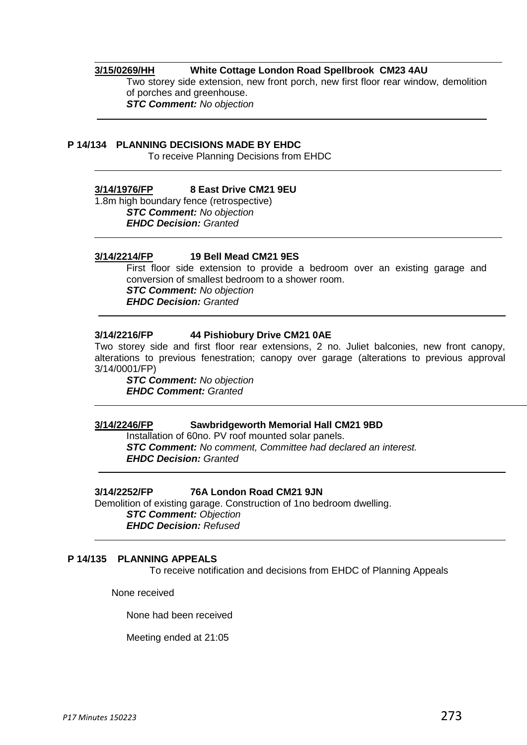**3/15/0269/HH** **White Cottage London Road Spellbrook CM23 4AU**

Two storey side extension, new front porch, new first floor rear window, demolition of porches and greenhouse.

***STC Comment:*** *No objection*

---

## P 14/134 PLANNING DECISIONS MADE BY EHDC

To receive Planning Decisions from EHDC

---

**3/14/1976/FP** **8 East Drive CM21 9EU**

1.8m high boundary fence (retrospective)

***STC Comment:*** *No objection*

***EHDC Decision:*** *Granted*

---

**3/14/2214/FP** **19 Bell Mead CM21 9ES**

First floor side extension to provide a bedroom over an existing garage and conversion of smallest bedroom to a shower room.

***STC Comment:*** *No objection*

***EHDC Decision:*** *Granted*

---

**3/14/2216/FP** **44 Pishiobury Drive CM21 0AE**

Two storey side and first floor rear extensions, 2 no. Juliet balconies, new front canopy, alterations to previous fenestration; canopy over garage (alterations to previous approval 3/14/0001/FP)

***STC Comment:*** *No objection*

***EHDC Comment:*** *Granted*

---

**3/14/2246/FP** **Sawbridgeworth Memorial Hall CM21 9BD**

Installation of 60no. PV roof mounted solar panels.

***STC Comment:*** *No comment, Committee had declared an interest.*

***EHDC Decision:*** *Granted*

---

**3/14/2252/FP** **76A London Road CM21 9JN**

Demolition of existing garage. Construction of 1no bedroom dwelling.

***STC Comment:*** *Objection*

***EHDC Decision:*** *Refused*

---

## P 14/135 PLANNING APPEALS

To receive notification and decisions from EHDC of Planning Appeals

None received

None had been received

Meeting ended at 21:05